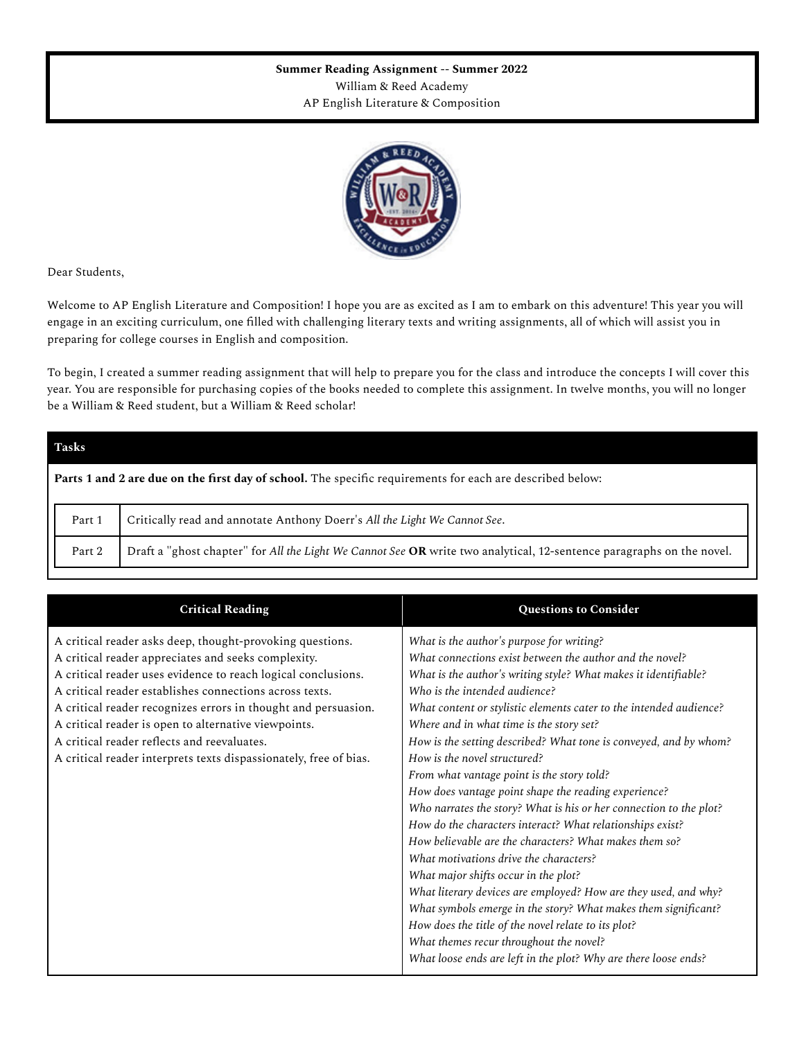**Summary Reading Assignment -- Summer 2022**

William & Reed Academy

AP English Literature & Composition

Dear Students,

Welcome to AP English Literature and Composition! I hope you are as excited as I am to embark on this adventure! This year you will engage in an exciting curriculum, one filled with challenging literary texts and writing assignments, all of which will assist you in preparing for college courses in English and composition.

To begin, I created a summer reading assignment that will help to prepare you for the class and introduce the concepts I will cover this year. You are responsible for purchasing copies of the books needed to complete this assignment. In twelve months, you will no longer be a William & Reed student, but a William & Reed scholar!

**Tasks**

**Parts 1 and 2 are due on the first day of school.** The specific requirements for each are described below:

| | |
|---|---|
| Part 1 | Critically read and annotate Anthony Doerr's *All the Light We Cannot See*. |
| Part 2 | Draft a "ghost chapter" for *All the Light We Cannot See* **OR** write two analytical, 12-sentence paragraphs on the novel. |

| Critical Reading | Questions to Consider |
|---|---|
| A critical reader asks deep, thought-provoking questions.<br>A critical reader appreciates and seeks complexity.<br>A critical reader uses evidence to reach logical conclusions.<br>A critical reader establishes connections across texts.<br>A critical reader recognizes errors in thought and persuasion.<br>A critical reader is open to alternative viewpoints.<br>A critical reader reflects and reevaluates.<br>A critical reader interprets texts dispassionately, free of bias. | *What is the author's purpose for writing?*<br>*What connections exist between the author and the novel?*<br>*What is the author's writing style? What makes it identifiable?*<br>*Who is the intended audience?*<br>*What content or stylistic elements cater to the intended audience?*<br>*Where and in what time is the story set?*<br>*How is the setting described? What tone is conveyed, and by whom?*<br>*How is the novel structured?*<br>*From what vantage point is the story told?*<br>*How does vantage point shape the reading experience?*<br>*Who narrates the story? What is his or her connection to the plot?*<br>*How do the characters interact? What relationships exist?*<br>*How believable are the characters? What makes them so?*<br>*What motivations drive the characters?*<br>*What major shifts occur in the plot?*<br>*What literary devices are employed? How are they used, and why?*<br>*What symbols emerge in the story? What makes them significant?*<br>*How does the title of the novel relate to its plot?*<br>*What themes recur throughout the novel?*<br>*What loose ends are left in the plot? Why are there loose ends?* |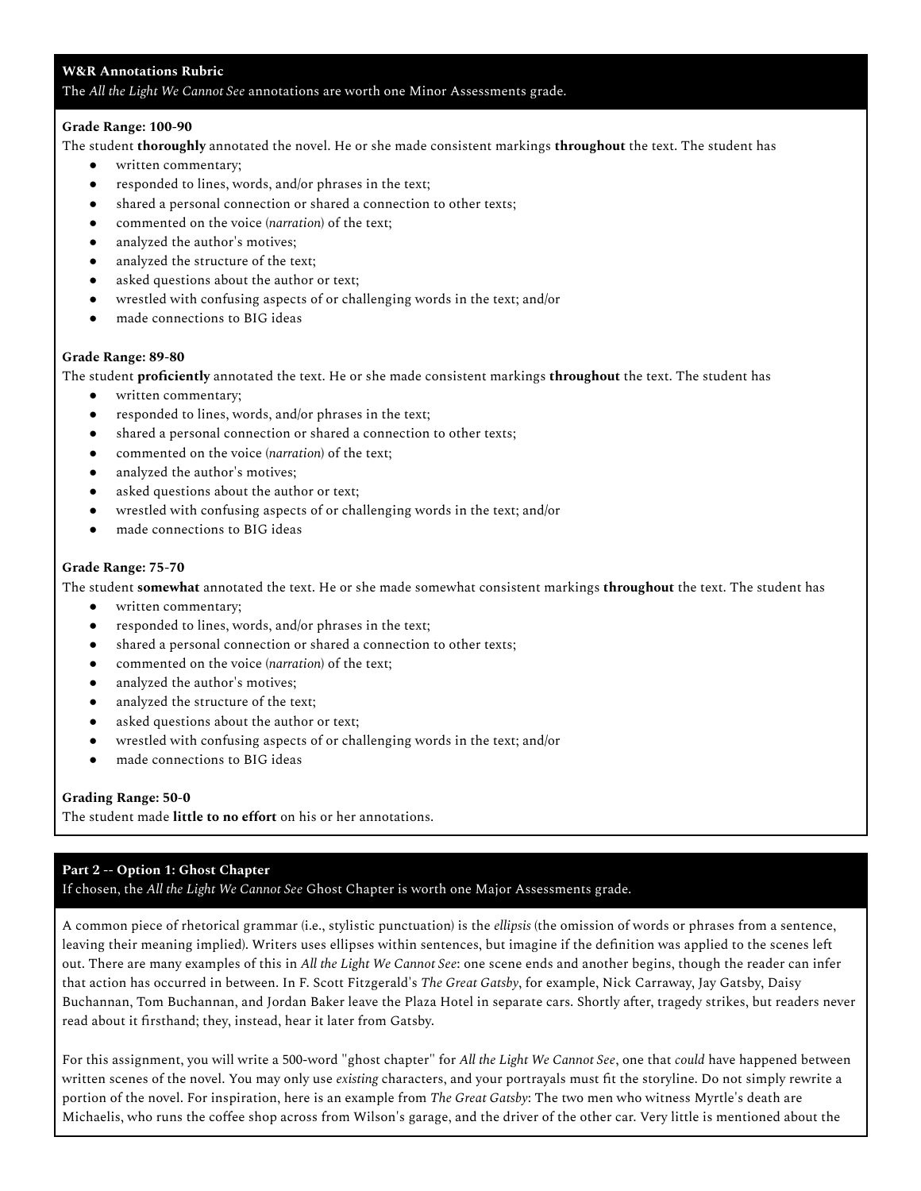**W&R Annotations Rubric**

The *All the Light We Cannot See* annotations are worth one Minor Assessments grade.

**Grade Range: 100-90**

The student **thoroughly** annotated the novel. He or she made consistent markings **throughout** the text. The student has

- written commentary;
- responded to lines, words, and/or phrases in the text;
- shared a personal connection or shared a connection to other texts;
- commented on the voice (*narration*) of the text;
- analyzed the author's motives;
- analyzed the structure of the text;
- asked questions about the author or text;
- wrestled with confusing aspects of or challenging words in the text; and/or
- made connections to BIG ideas

**Grade Range: 89-80**

The student **proficiently** annotated the text. He or she made consistent markings **throughout** the text. The student has

- written commentary;
- responded to lines, words, and/or phrases in the text;
- shared a personal connection or shared a connection to other texts;
- commented on the voice (*narration*) of the text;
- analyzed the author's motives;
- asked questions about the author or text;
- wrestled with confusing aspects of or challenging words in the text; and/or
- made connections to BIG ideas

**Grade Range: 75-70**

The student **somewhat** annotated the text. He or she made somewhat consistent markings **throughout** the text. The student has

- written commentary;
- responded to lines, words, and/or phrases in the text;
- shared a personal connection or shared a connection to other texts;
- commented on the voice (*narration*) of the text;
- analyzed the author's motives;
- analyzed the structure of the text;
- asked questions about the author or text;
- wrestled with confusing aspects of or challenging words in the text; and/or
- made connections to BIG ideas

**Grading Range: 50-0**

The student made **little to no effort** on his or her annotations.

**Part 2 -- Option 1: Ghost Chapter**

If chosen, the *All the Light We Cannot See* Ghost Chapter is worth one Major Assessments grade.

A common piece of rhetorical grammar (i.e., stylistic punctuation) is the *ellipsis* (the omission of words or phrases from a sentence, leaving their meaning implied). Writers uses ellipses within sentences, but imagine if the definition was applied to the scenes left out. There are many examples of this in *All the Light We Cannot See*: one scene ends and another begins, though the reader can infer that action has occurred in between. In F. Scott Fitzgerald's *The Great Gatsby*, for example, Nick Carraway, Jay Gatsby, Daisy Buchannan, Tom Buchannan, and Jordan Baker leave the Plaza Hotel in separate cars. Shortly after, tragedy strikes, but readers never read about it firsthand; they, instead, hear it later from Gatsby.

For this assignment, you will write a 500-word "ghost chapter" for *All the Light We Cannot See*, one that *could* have happened between written scenes of the novel. You may only use *existing* characters, and your portrayals must fit the storyline. Do not simply rewrite a portion of the novel. For inspiration, here is an example from *The Great Gatsby*: The two men who witness Myrtle's death are Michaelis, who runs the coffee shop across from Wilson's garage, and the driver of the other car. Very little is mentioned about the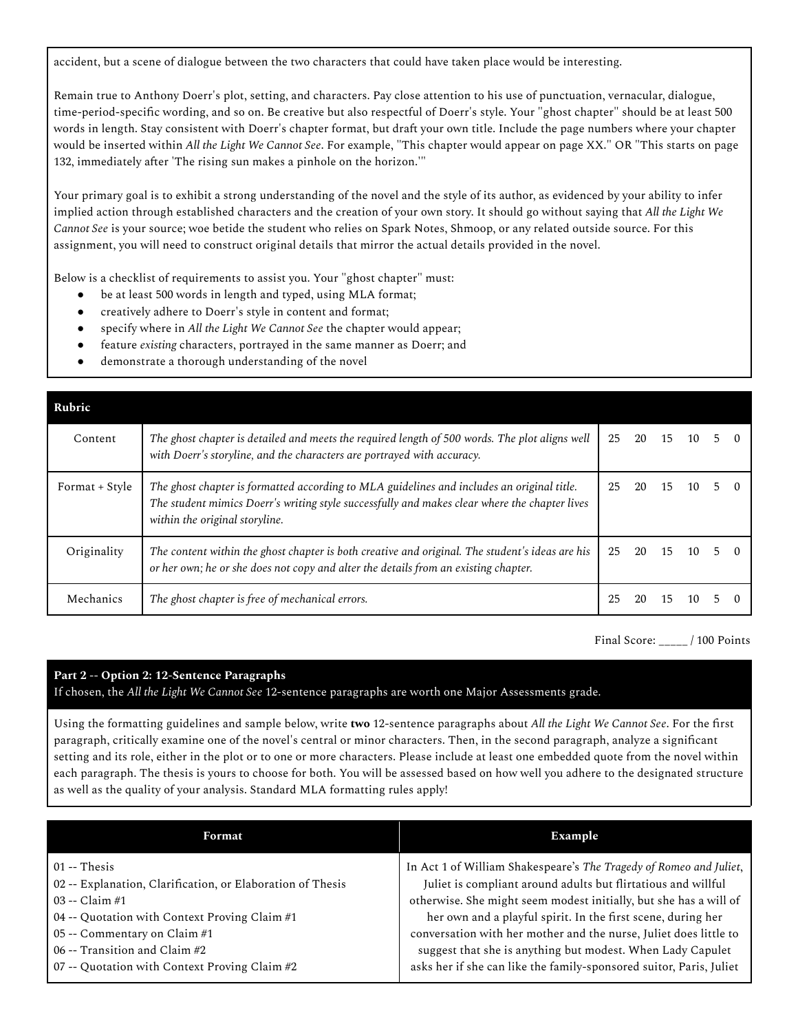accident, but a scene of dialogue between the two characters that could have taken place would be interesting.

Remain true to Anthony Doerr's plot, setting, and characters. Pay close attention to his use of punctuation, vernacular, dialogue, time-period-specific wording, and so on. Be creative but also respectful of Doerr's style. Your "ghost chapter" should be at least 500 words in length. Stay consistent with Doerr's chapter format, but draft your own title. Include the page numbers where your chapter would be inserted within *All the Light We Cannot See*. For example, "This chapter would appear on page XX." OR "This starts on page 132, immediately after 'The rising sun makes a pinhole on the horizon.'"

Your primary goal is to exhibit a strong understanding of the novel and the style of its author, as evidenced by your ability to infer implied action through established characters and the creation of your own story. It should go without saying that *All the Light We Cannot See* is your source; woe betide the student who relies on Spark Notes, Shmoop, or any related outside source. For this assignment, you will need to construct original details that mirror the actual details provided in the novel.

Below is a checklist of requirements to assist you. Your "ghost chapter" must:

- be at least 500 words in length and typed, using MLA format;
- creatively adhere to Doerr's style in content and format;
- specify where in *All the Light We Cannot See* the chapter would appear;
- feature *existing* characters, portrayed in the same manner as Doerr; and
- demonstrate a thorough understanding of the novel

| **Rubric** | | | | | | | |
|---|---|---|---|---|---|---|---|
| Content | *The ghost chapter is detailed and meets the required length of 500 words. The plot aligns well with Doerr's storyline, and the characters are portrayed with accuracy.* | 25 | 20 | 15 | 10 | 5 | 0 |
| Format + Style | *The ghost chapter is formatted according to MLA guidelines and includes an original title. The student mimics Doerr's writing style successfully and makes clear where the chapter lives within the original storyline.* | 25 | 20 | 15 | 10 | 5 | 0 |
| Originality | *The content within the ghost chapter is both creative and original. The student's ideas are his or her own; he or she does not copy and alter the details from an existing chapter.* | 25 | 20 | 15 | 10 | 5 | 0 |
| Mechanics | *The ghost chapter is free of mechanical errors.* | 25 | 20 | 15 | 10 | 5 | 0 |

Final Score: _____ / 100 Points

**Part 2 -- Option 2: 12-Sentence Paragraphs**

If chosen, the *All the Light We Cannot See* 12-sentence paragraphs are worth one Major Assessments grade.

Using the formatting guidelines and sample below, write **two** 12-sentence paragraphs about *All the Light We Cannot See*. For the first paragraph, critically examine one of the novel's central or minor characters. Then, in the second paragraph, analyze a significant setting and its role, either in the plot or to one or more characters. Please include at least one embedded quote from the novel within each paragraph. The thesis is yours to choose for both. You will be assessed based on how well you adhere to the designated structure as well as the quality of your analysis. Standard MLA formatting rules apply!

| Format | Example |
|---|---|
| 01 -- Thesis<br>02 -- Explanation, Clarification, or Elaboration of Thesis<br>03 -- Claim #1<br>04 -- Quotation with Context Proving Claim #1<br>05 -- Commentary on Claim #1<br>06 -- Transition and Claim #2<br>07 -- Quotation with Context Proving Claim #2 | In Act 1 of William Shakespeare's *The Tragedy of Romeo and Juliet*, Juliet is compliant around adults but flirtatious and willful otherwise. She might seem modest initially, but she has a will of her own and a playful spirit. In the first scene, during her conversation with her mother and the nurse, Juliet does little to suggest that she is anything but modest. When Lady Capulet asks her if she can like the family-sponsored suitor, Paris, Juliet |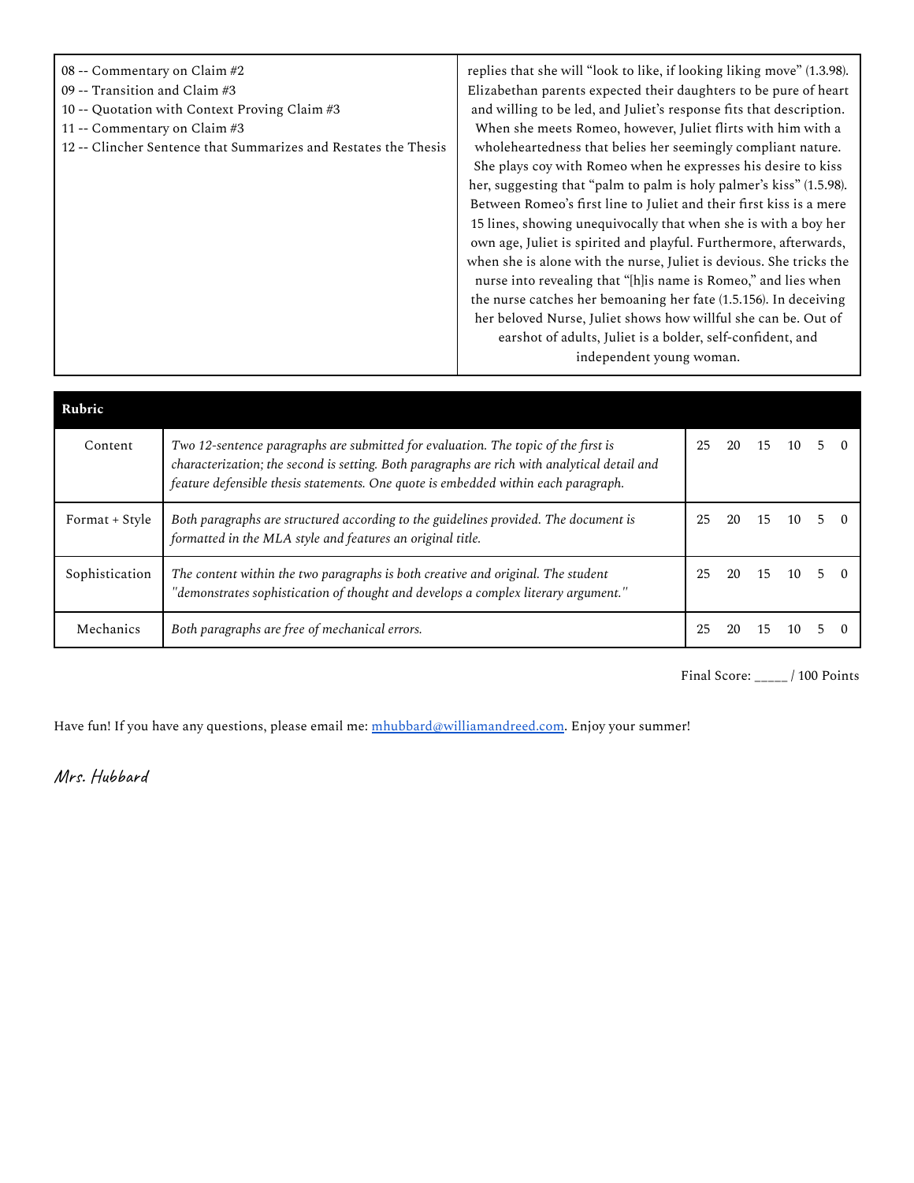| | |
|---|---|
| 08 -- Commentary on Claim #2<br>09 -- Transition and Claim #3<br>10 -- Quotation with Context Proving Claim #3<br>11 -- Commentary on Claim #3<br>12 -- Clincher Sentence that Summarizes and Restates the Thesis | replies that she will "look to like, if looking liking move" (1.3.98). Elizabethan parents expected their daughters to be pure of heart and willing to be led, and Juliet's response fits that description. When she meets Romeo, however, Juliet flirts with him with a wholeheartedness that belies her seemingly compliant nature. She plays coy with Romeo when he expresses his desire to kiss her, suggesting that "palm to palm is holy palmer's kiss" (1.5.98). Between Romeo's first line to Juliet and their first kiss is a mere 15 lines, showing unequivocally that when she is with a boy her own age, Juliet is spirited and playful. Furthermore, afterwards, when she is alone with the nurse, Juliet is devious. She tricks the nurse into revealing that "[h]is name is Romeo," and lies when the nurse catches her bemoaning her fate (1.5.156). In deceiving her beloved Nurse, Juliet shows how willful she can be. Out of earshot of adults, Juliet is a bolder, self-confident, and independent young woman. |

| **Rubric** | | | | | | | |
|---|---|---|---|---|---|---|---|
| Content | *Two 12-sentence paragraphs are submitted for evaluation. The topic of the first is characterization; the second is setting. Both paragraphs are rich with analytical detail and feature defensible thesis statements. One quote is embedded within each paragraph.* | 25 | 20 | 15 | 10 | 5 | 0 |
| Format + Style | *Both paragraphs are structured according to the guidelines provided. The document is formatted in the MLA style and features an original title.* | 25 | 20 | 15 | 10 | 5 | 0 |
| Sophistication | *The content within the two paragraphs is both creative and original. The student "demonstrates sophistication of thought and develops a complex literary argument."* | 25 | 20 | 15 | 10 | 5 | 0 |
| Mechanics | *Both paragraphs are free of mechanical errors.* | 25 | 20 | 15 | 10 | 5 | 0 |

Final Score: _____ / 100 Points

Have fun! If you have any questions, please email me: [mhubbard@williamandreed.com](mailto:mhubbard@williamandreed.com). Enjoy your summer!

*Mrs. Hubbard*